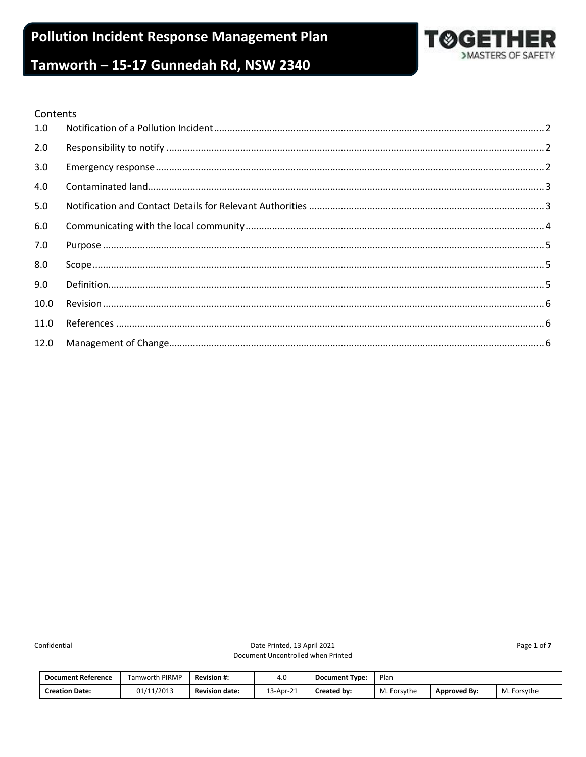# Pollution Incident Response Management Plan

# Tamworth – 15-17 Gunnedah Rd, NSW 2340

TOGETHER
>MASTERS OF SAFETY

## Contents

| | | |
|---|---|---|
| 1.0 | Notification of a Pollution Incident | 2 |
| 2.0 | Responsibility to notify | 2 |
| 3.0 | Emergency response | 2 |
| 4.0 | Contaminated land | 3 |
| 5.0 | Notification and Contact Details for Relevant Authorities | 3 |
| 6.0 | Communicating with the local community | 4 |
| 7.0 | Purpose | 5 |
| 8.0 | Scope | 5 |
| 9.0 | Definition | 5 |
| 10.0 | Revision | 6 |
| 11.0 | References | 6 |
| 12.0 | Management of Change | 6 |

Confidential

Date Printed, 13 April 2021
Document Uncontrolled when Printed

| Document Reference | Tamworth PIRMP | Revision #: | 4.0 | Document Type: | Plan | | |
|---|---|---|---|---|---|---|---|
| Creation Date: | 01/11/2013 | Revision date: | 13-Apr-21 | Created by: | M. Forsythe | Approved By: | M. Forsythe |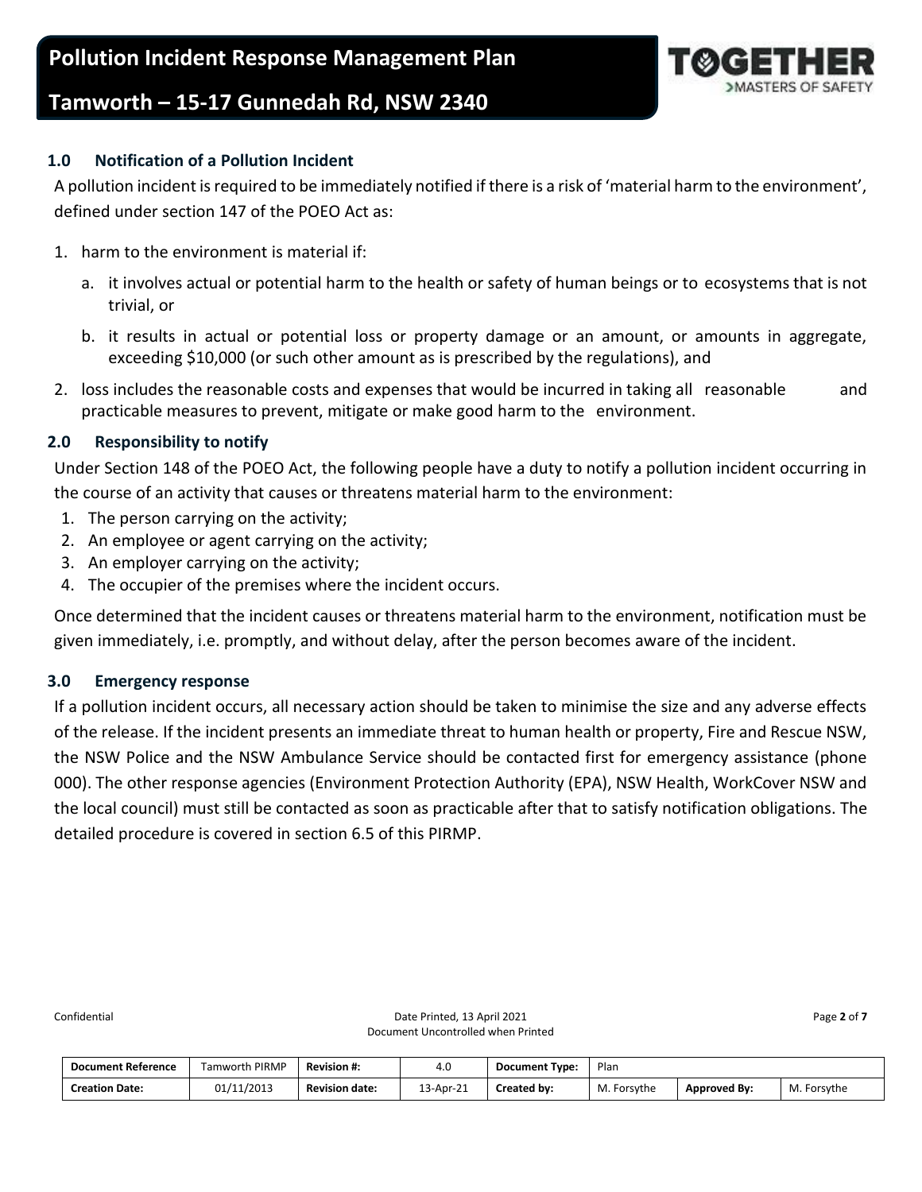## 1.0 Notification of a Pollution Incident

A pollution incident is required to be immediately notified if there is a risk of 'material harm to the environment', defined under section 147 of the POEO Act as:

1. harm to the environment is material if:
   a. it involves actual or potential harm to the health or safety of human beings or to ecosystems that is not trivial, or
   b. it results in actual or potential loss or property damage or an amount, or amounts in aggregate, exceeding $10,000 (or such other amount as is prescribed by the regulations), and
2. loss includes the reasonable costs and expenses that would be incurred in taking all reasonable and practicable measures to prevent, mitigate or make good harm to the environment.

## 2.0 Responsibility to notify

Under Section 148 of the POEO Act, the following people have a duty to notify a pollution incident occurring in the course of an activity that causes or threatens material harm to the environment:

1. The person carrying on the activity;
2. An employee or agent carrying on the activity;
3. An employer carrying on the activity;
4. The occupier of the premises where the incident occurs.

Once determined that the incident causes or threatens material harm to the environment, notification must be given immediately, i.e. promptly, and without delay, after the person becomes aware of the incident.

## 3.0 Emergency response

If a pollution incident occurs, all necessary action should be taken to minimise the size and any adverse effects of the release. If the incident presents an immediate threat to human health or property, Fire and Rescue NSW, the NSW Police and the NSW Ambulance Service should be contacted first for emergency assistance (phone 000). The other response agencies (Environment Protection Authority (EPA), NSW Health, WorkCover NSW and the local council) must still be contacted as soon as practicable after that to satisfy notification obligations. The detailed procedure is covered in section 6.5 of this PIRMP.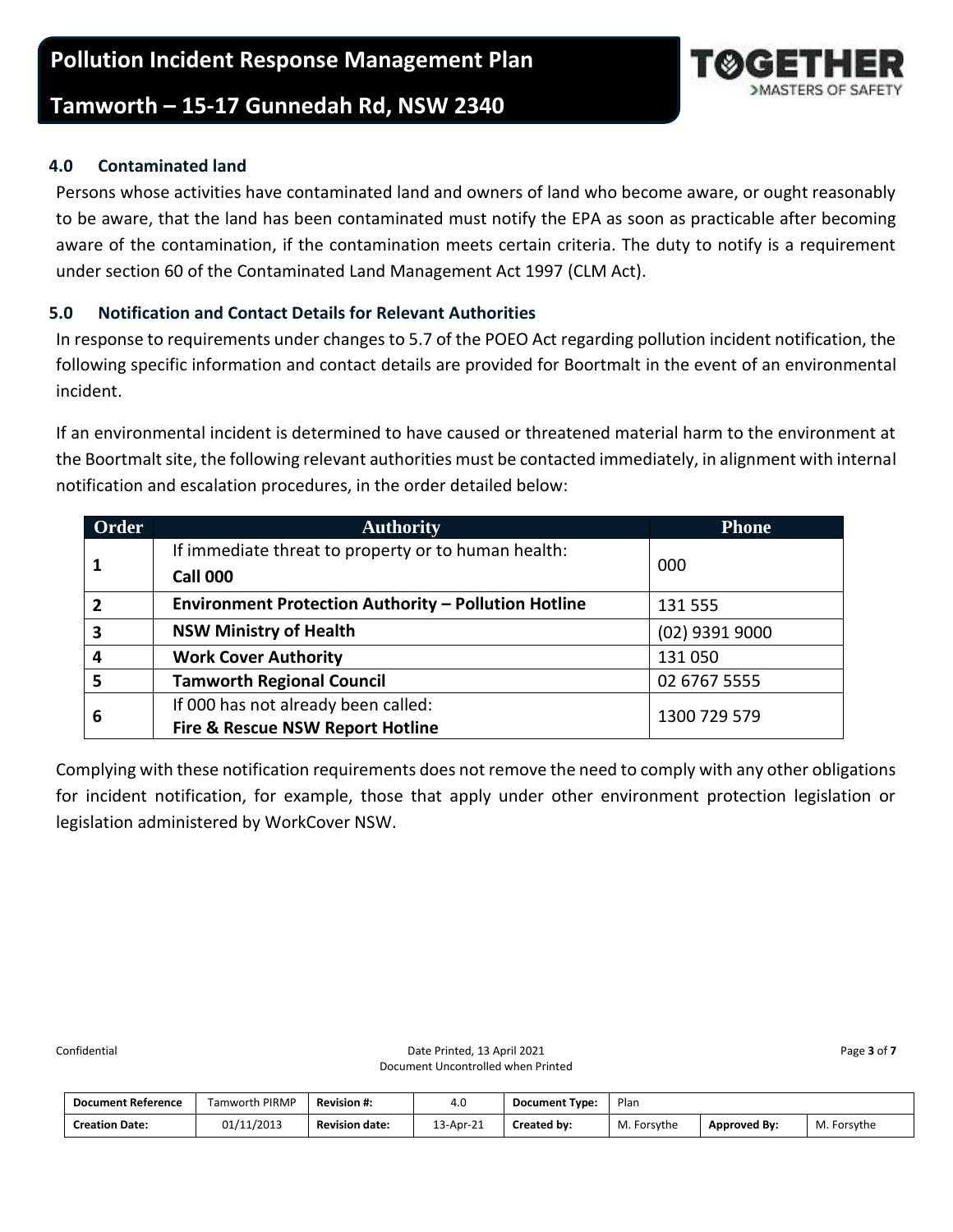## 4.0 Contaminated land

Persons whose activities have contaminated land and owners of land who become aware, or ought reasonably to be aware, that the land has been contaminated must notify the EPA as soon as practicable after becoming aware of the contamination, if the contamination meets certain criteria. The duty to notify is a requirement under section 60 of the Contaminated Land Management Act 1997 (CLM Act).

## 5.0 Notification and Contact Details for Relevant Authorities

In response to requirements under changes to 5.7 of the POEO Act regarding pollution incident notification, the following specific information and contact details are provided for Boortmalt in the event of an environmental incident.

If an environmental incident is determined to have caused or threatened material harm to the environment at the Boortmalt site, the following relevant authorities must be contacted immediately, in alignment with internal notification and escalation procedures, in the order detailed below:

| Order | Authority | Phone |
|---|---|---|
| 1 | If immediate threat to property or to human health: **Call 000** | 000 |
| 2 | **Environment Protection Authority – Pollution Hotline** | 131 555 |
| 3 | **NSW Ministry of Health** | (02) 9391 9000 |
| 4 | **Work Cover Authority** | 131 050 |
| 5 | **Tamworth Regional Council** | 02 6767 5555 |
| 6 | If 000 has not already been called: **Fire & Rescue NSW Report Hotline** | 1300 729 579 |

Complying with these notification requirements does not remove the need to comply with any other obligations for incident notification, for example, those that apply under other environment protection legislation or legislation administered by WorkCover NSW.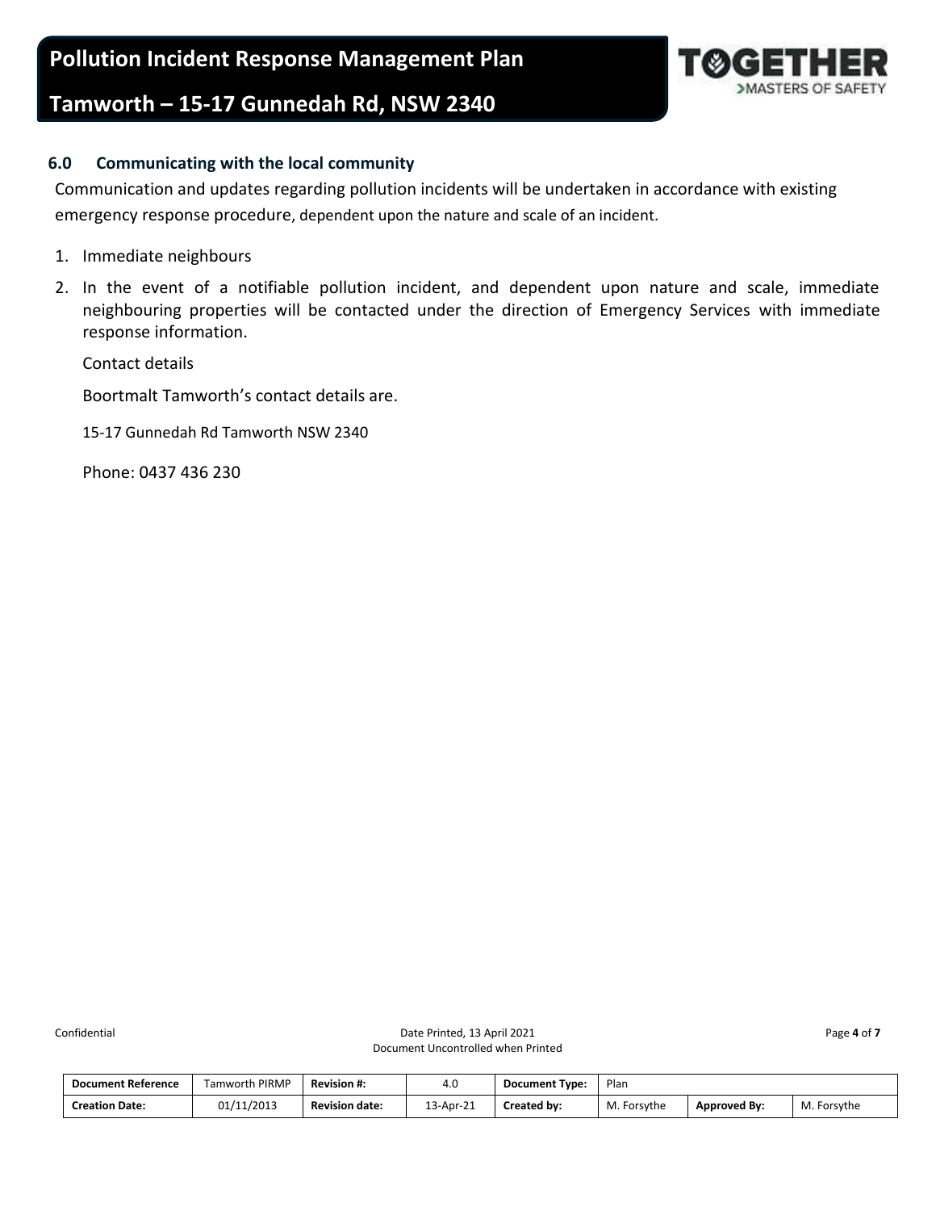## 6.0 Communicating with the local community

Communication and updates regarding pollution incidents will be undertaken in accordance with existing emergency response procedure, dependent upon the nature and scale of an incident.

1. Immediate neighbours
2. In the event of a notifiable pollution incident, and dependent upon nature and scale, immediate neighbouring properties will be contacted under the direction of Emergency Services with immediate response information.

   Contact details

   Boortmalt Tamworth's contact details are.

   15-17 Gunnedah Rd Tamworth NSW 2340

   Phone: 0437 436 230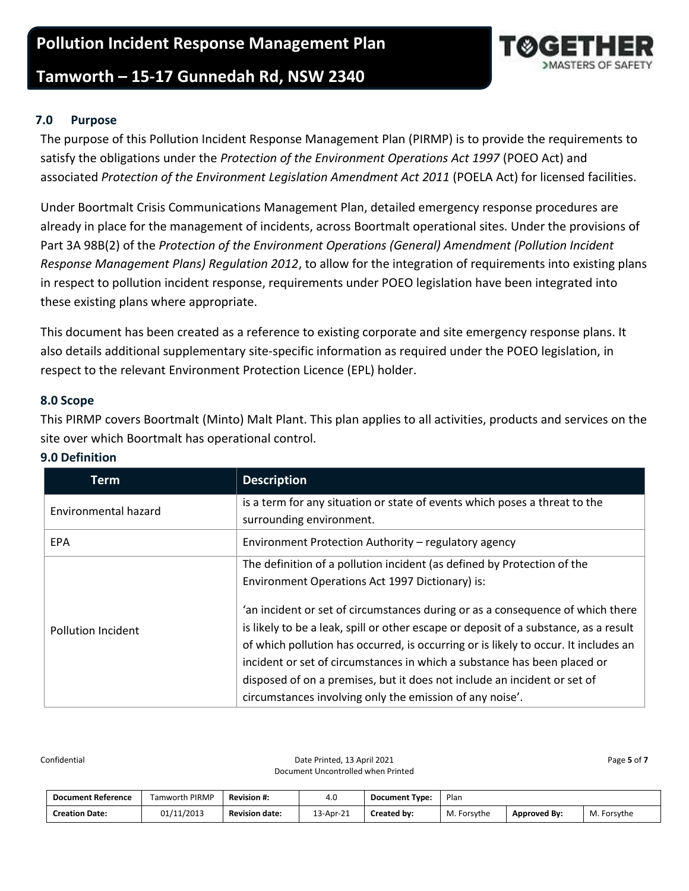## 7.0 Purpose

The purpose of this Pollution Incident Response Management Plan (PIRMP) is to provide the requirements to satisfy the obligations under the *Protection of the Environment Operations Act 1997* (POEO Act) and associated *Protection of the Environment Legislation Amendment Act 2011* (POELA Act) for licensed facilities.

Under Boortmalt Crisis Communications Management Plan, detailed emergency response procedures are already in place for the management of incidents, across Boortmalt operational sites. Under the provisions of Part 3A 98B(2) of the *Protection of the Environment Operations (General) Amendment (Pollution Incident Response Management Plans) Regulation 2012*, to allow for the integration of requirements into existing plans in respect to pollution incident response, requirements under POEO legislation have been integrated into these existing plans where appropriate.

This document has been created as a reference to existing corporate and site emergency response plans. It also details additional supplementary site-specific information as required under the POEO legislation, in respect to the relevant Environment Protection Licence (EPL) holder.

## 8.0 Scope

This PIRMP covers Boortmalt (Minto) Malt Plant. This plan applies to all activities, products and services on the site over which Boortmalt has operational control.

## 9.0 Definition

| Term | Description |
|---|---|
| Environmental hazard | is a term for any situation or state of events which poses a threat to the surrounding environment. |
| EPA | Environment Protection Authority – regulatory agency |
| Pollution Incident | The definition of a pollution incident (as defined by Protection of the Environment Operations Act 1997 Dictionary) is:<br><br>'an incident or set of circumstances during or as a consequence of which there is likely to be a leak, spill or other escape or deposit of a substance, as a result of which pollution has occurred, is occurring or is likely to occur. It includes an incident or set of circumstances in which a substance has been placed or disposed of on a premises, but it does not include an incident or set of circumstances involving only the emission of any noise'. |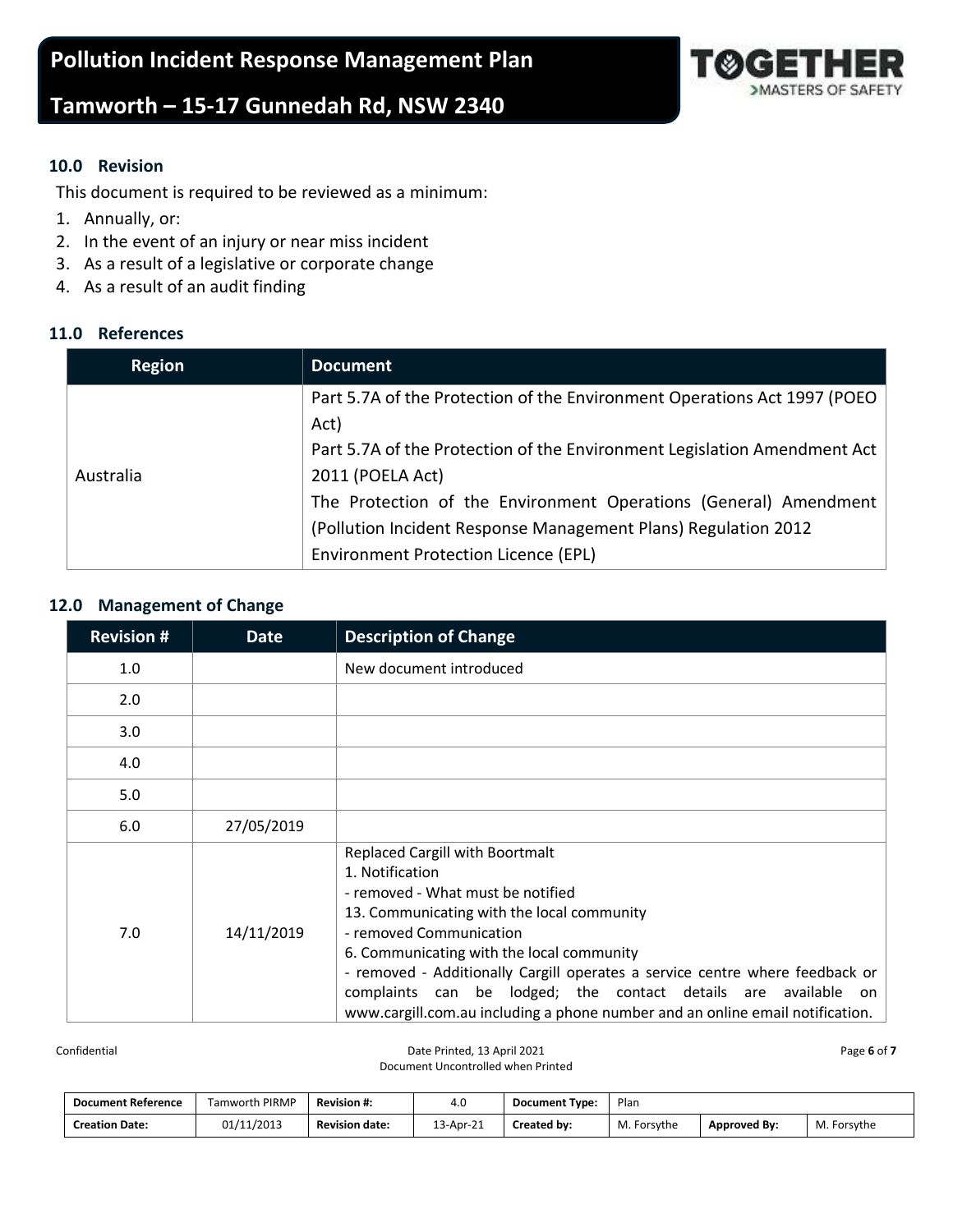### 10.0 Revision

This document is required to be reviewed as a minimum:

1. Annually, or:
2. In the event of an injury or near miss incident
3. As a result of a legislative or corporate change
4. As a result of an audit finding

### 11.0 References

| Region | Document |
|---|---|
| Australia | Part 5.7A of the Protection of the Environment Operations Act 1997 (POEO Act)<br>Part 5.7A of the Protection of the Environment Legislation Amendment Act 2011 (POELA Act)<br>The Protection of the Environment Operations (General) Amendment (Pollution Incident Response Management Plans) Regulation 2012<br>Environment Protection Licence (EPL) |

### 12.0 Management of Change

| Revision # | Date | Description of Change |
|---|---|---|
| 1.0 | | New document introduced |
| 2.0 | | |
| 3.0 | | |
| 4.0 | | |
| 5.0 | | |
| 6.0 | 27/05/2019 | |
| 7.0 | 14/11/2019 | Replaced Cargill with Boortmalt<br>1. Notification<br>- removed - What must be notified<br>13. Communicating with the local community<br>- removed Communication<br>6. Communicating with the local community<br>- removed - Additionally Cargill operates a service centre where feedback or complaints can be lodged; the contact details are available on www.cargill.com.au including a phone number and an online email notification. |